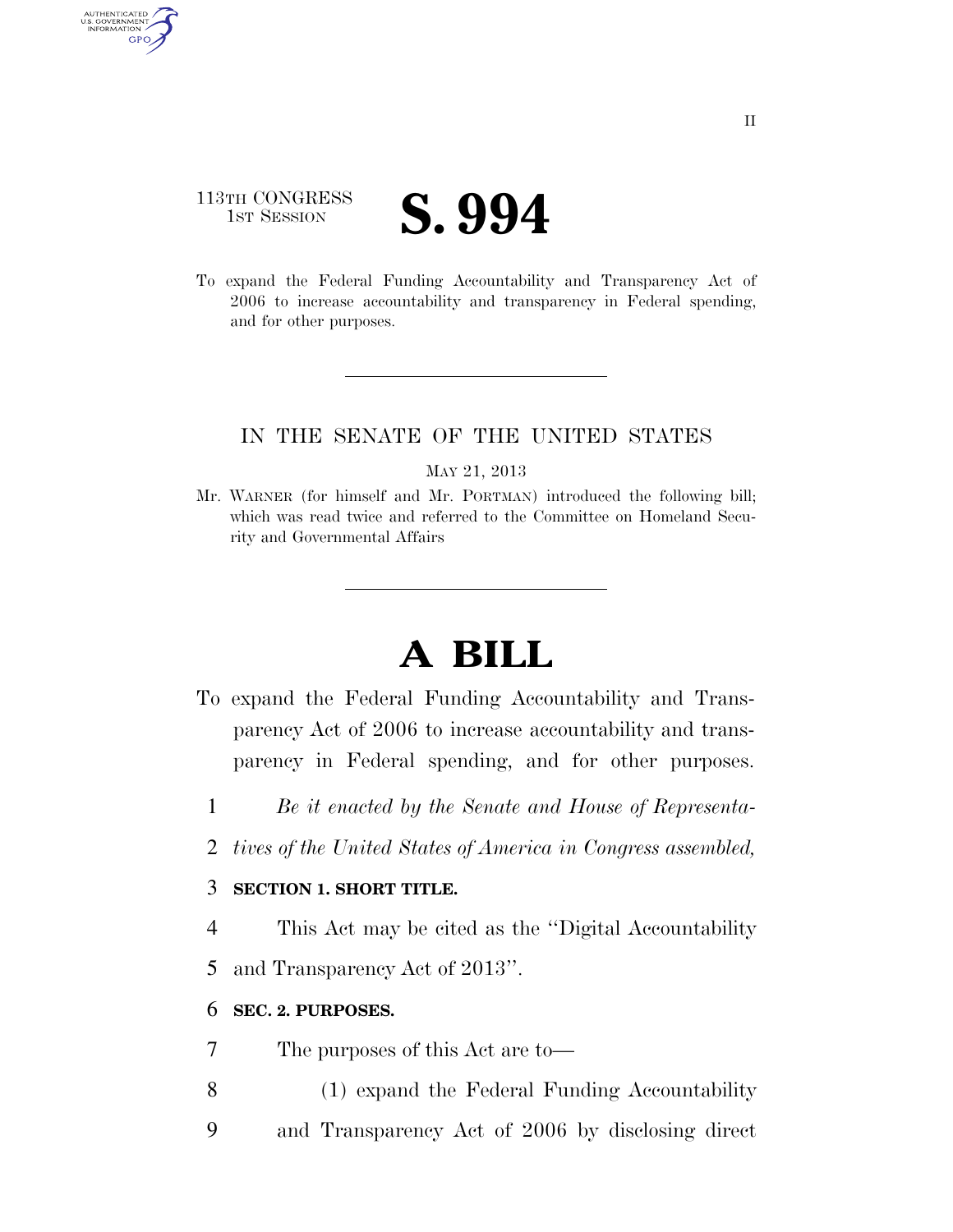113TH CONGRESS
1ST SESSION

# S. 994

To expand the Federal Funding Accountability and Transparency Act of 2006 to increase accountability and transparency in Federal spending, and for other purposes.

---

IN THE SENATE OF THE UNITED STATES

MAY 21, 2013

Mr. WARNER (for himself and Mr. PORTMAN) introduced the following bill; which was read twice and referred to the Committee on Homeland Security and Governmental Affairs

---

# A BILL

To expand the Federal Funding Accountability and Transparency Act of 2006 to increase accountability and transparency in Federal spending, and for other purposes.

1 *Be it enacted by the Senate and House of Representa-*
2 *tives of the United States of America in Congress assembled,*

3 **SECTION 1. SHORT TITLE.**

4 This Act may be cited as the "Digital Accountability
5 and Transparency Act of 2013".

6 **SEC. 2. PURPOSES.**

7 The purposes of this Act are to—

8 (1) expand the Federal Funding Accountability
9 and Transparency Act of 2006 by disclosing direct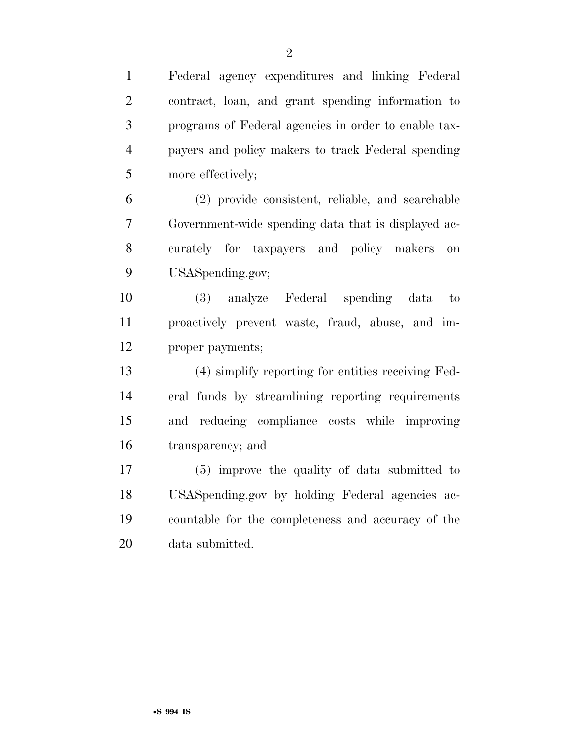Federal agency expenditures and linking Federal contract, loan, and grant spending information to programs of Federal agencies in order to enable taxpayers and policy makers to track Federal spending more effectively;

(2) provide consistent, reliable, and searchable Government-wide spending data that is displayed accurately for taxpayers and policy makers on USASpending.gov;

(3) analyze Federal spending data to proactively prevent waste, fraud, abuse, and improper payments;

(4) simplify reporting for entities receiving Federal funds by streamlining reporting requirements and reducing compliance costs while improving transparency; and

(5) improve the quality of data submitted to USASpending.gov by holding Federal agencies accountable for the completeness and accuracy of the data submitted.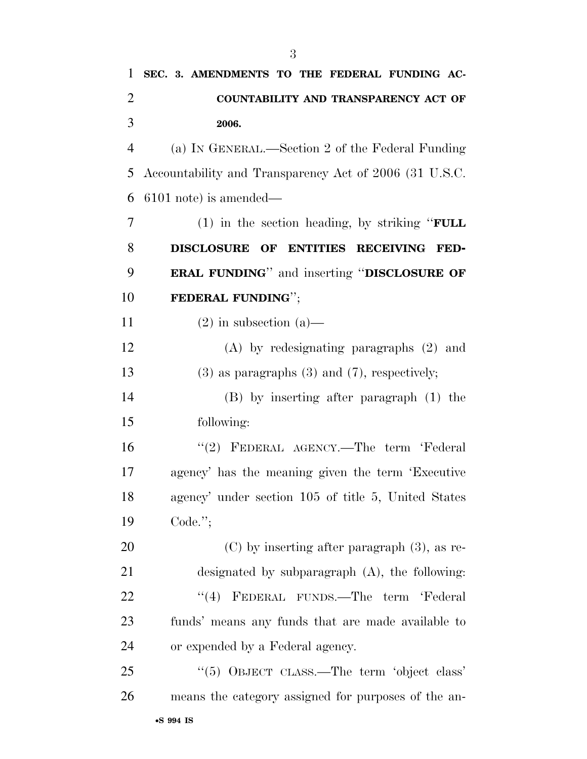**SEC. 3. AMENDMENTS TO THE FEDERAL FUNDING ACCOUNTABILITY AND TRANSPARENCY ACT OF 2006.**

(a) IN GENERAL.—Section 2 of the Federal Funding Accountability and Transparency Act of 2006 (31 U.S.C. 6101 note) is amended—

(1) in the section heading, by striking "**FULL DISCLOSURE OF ENTITIES RECEIVING FEDERAL FUNDING**" and inserting "**DISCLOSURE OF FEDERAL FUNDING**";

(2) in subsection (a)—

(A) by redesignating paragraphs (2) and (3) as paragraphs (3) and (7), respectively;

(B) by inserting after paragraph (1) the following:

"(2) FEDERAL AGENCY.—The term 'Federal agency' has the meaning given the term 'Executive agency' under section 105 of title 5, United States Code.";

(C) by inserting after paragraph (3), as redesignated by subparagraph (A), the following:

"(4) FEDERAL FUNDS.—The term 'Federal funds' means any funds that are made available to or expended by a Federal agency.

"(5) OBJECT CLASS.—The term 'object class' means the category assigned for purposes of the an-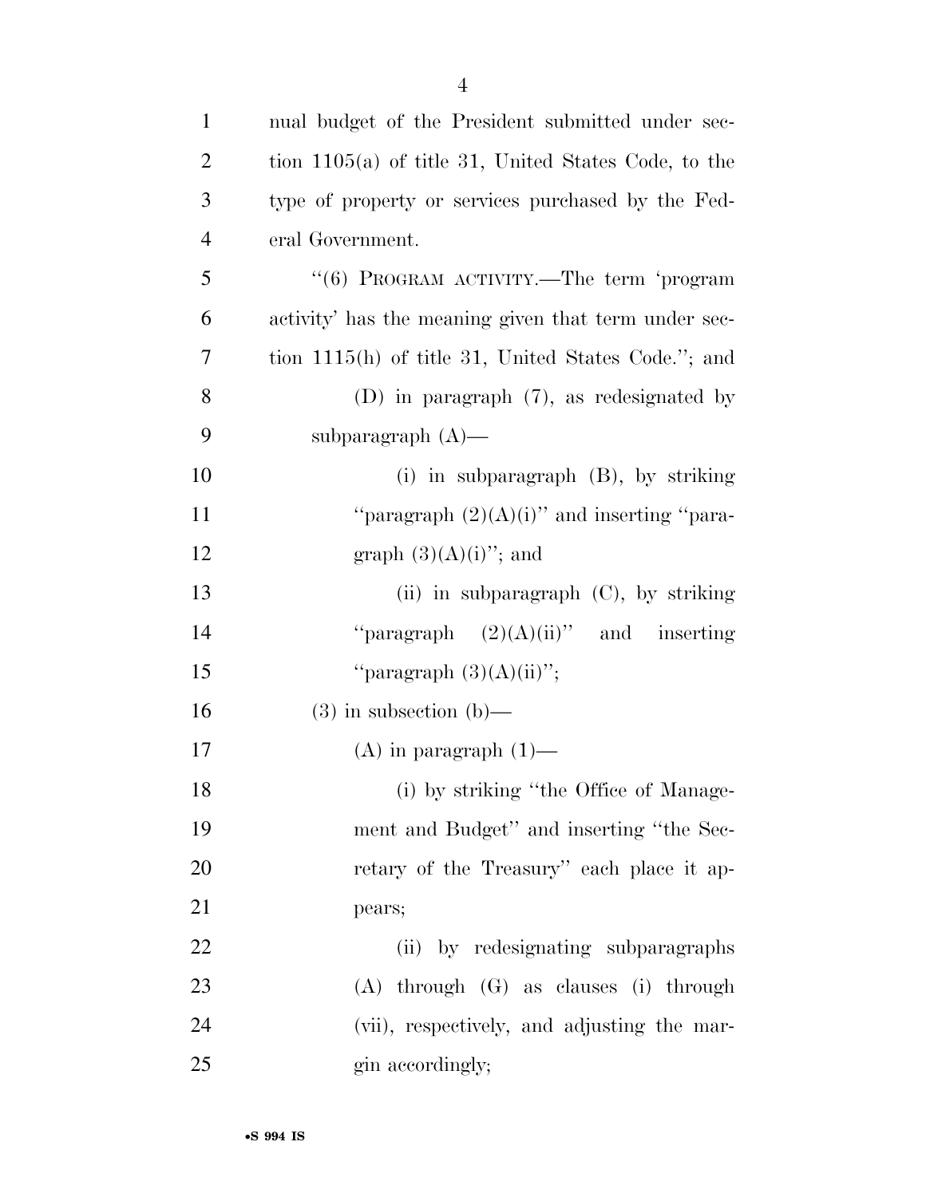nual budget of the President submitted under section 1105(a) of title 31, United States Code, to the type of property or services purchased by the Federal Government.

"(6) PROGRAM ACTIVITY.—The term 'program activity' has the meaning given that term under section 1115(h) of title 31, United States Code."; and

(D) in paragraph (7), as redesignated by subparagraph (A)—

(i) in subparagraph (B), by striking "paragraph (2)(A)(i)" and inserting "paragraph (3)(A)(i)"; and

(ii) in subparagraph (C), by striking "paragraph (2)(A)(ii)" and inserting "paragraph (3)(A)(ii)";

(3) in subsection (b)—

(A) in paragraph (1)—

(i) by striking "the Office of Management and Budget" and inserting "the Secretary of the Treasury" each place it appears;

(ii) by redesignating subparagraphs (A) through (G) as clauses (i) through (vii), respectively, and adjusting the margin accordingly;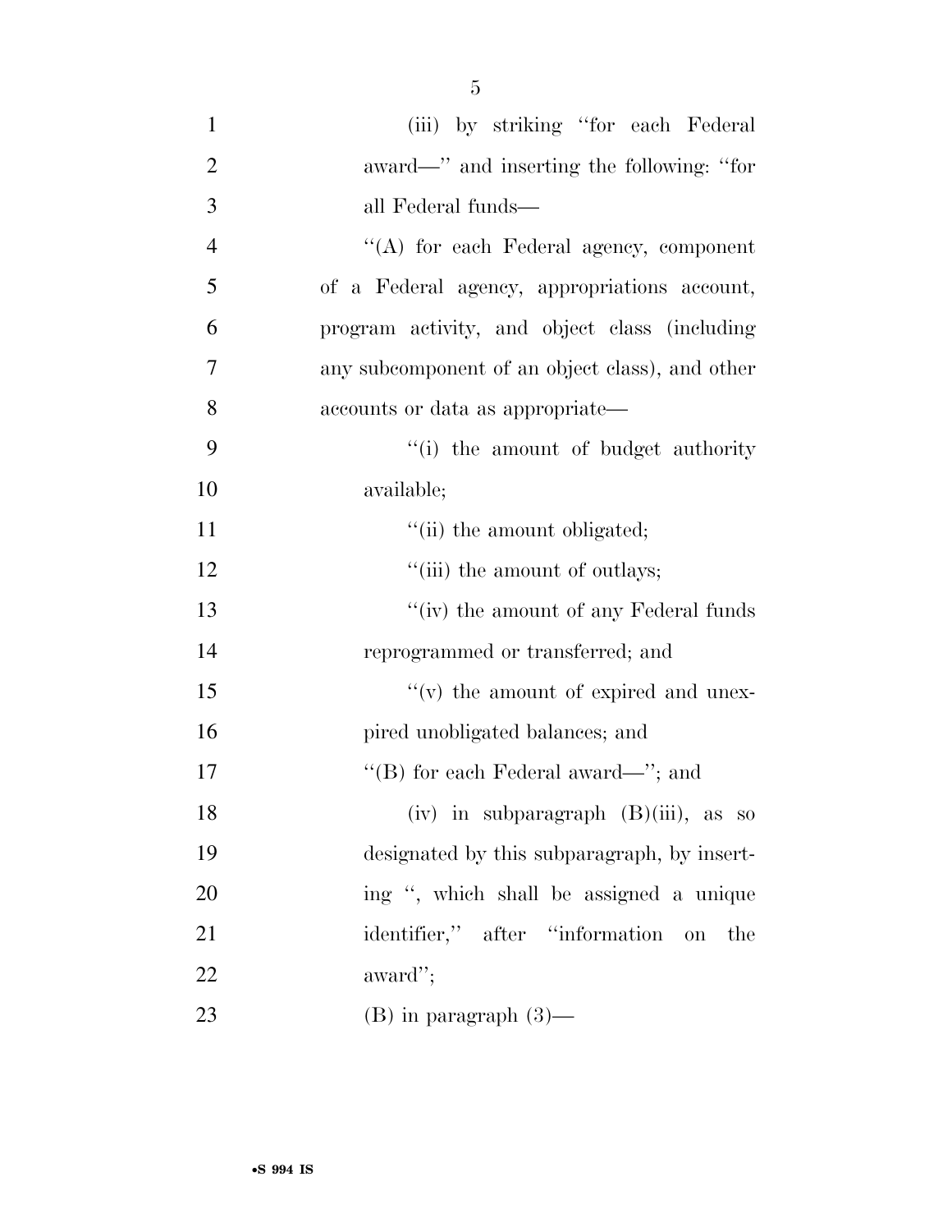(iii) by striking "for each Federal award—" and inserting the following: "for all Federal funds—

"(A) for each Federal agency, component of a Federal agency, appropriations account, program activity, and object class (including any subcomponent of an object class), and other accounts or data as appropriate—

"(i) the amount of budget authority available;

"(ii) the amount obligated;

"(iii) the amount of outlays;

"(iv) the amount of any Federal funds reprogrammed or transferred; and

"(v) the amount of expired and unexpired unobligated balances; and

"(B) for each Federal award—"; and

(iv) in subparagraph (B)(iii), as so designated by this subparagraph, by inserting ", which shall be assigned a unique identifier," after "information on the award";

(B) in paragraph (3)—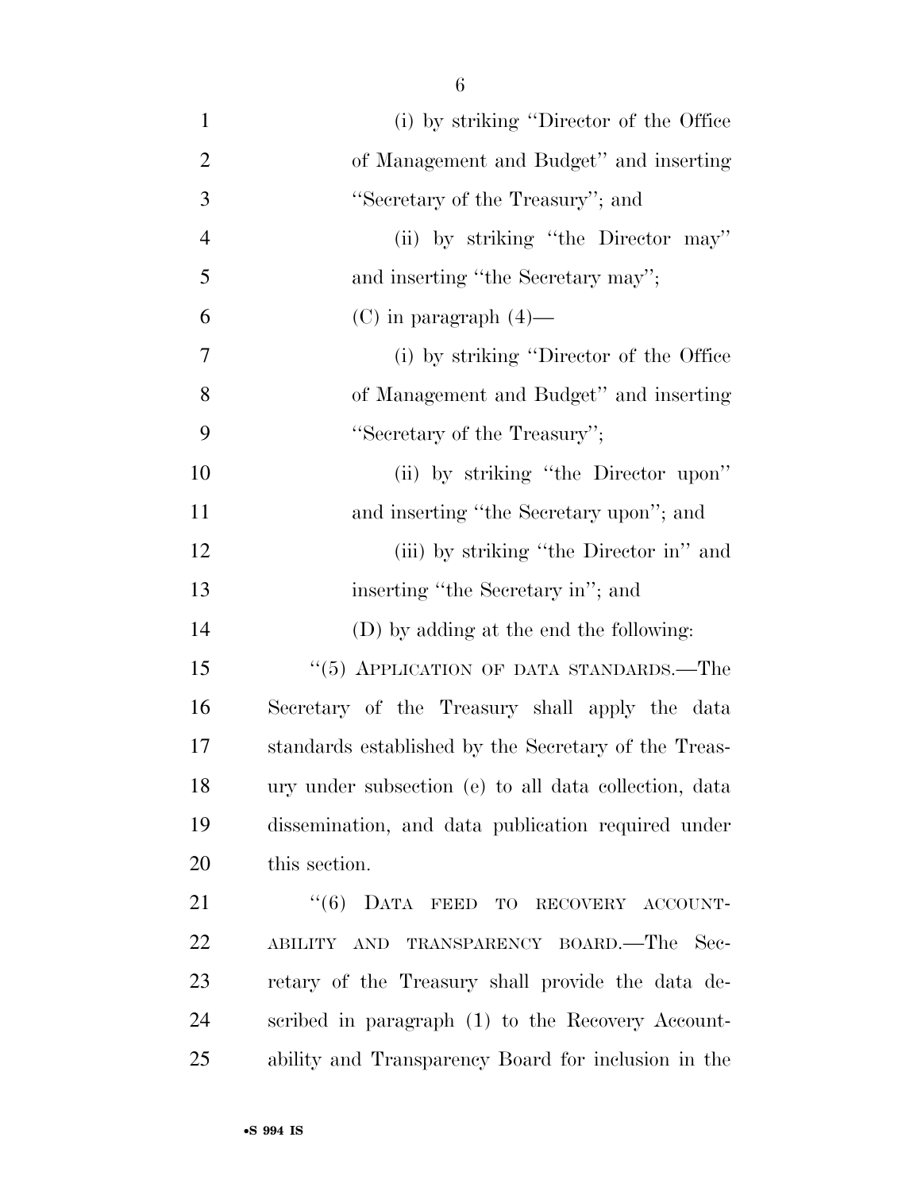(i) by striking "Director of the Office of Management and Budget" and inserting "Secretary of the Treasury"; and

(ii) by striking "the Director may" and inserting "the Secretary may";

(C) in paragraph (4)—

(i) by striking "Director of the Office of Management and Budget" and inserting "Secretary of the Treasury";

(ii) by striking "the Director upon" and inserting "the Secretary upon"; and

(iii) by striking "the Director in" and inserting "the Secretary in"; and

(D) by adding at the end the following:

"(5) APPLICATION OF DATA STANDARDS.—The Secretary of the Treasury shall apply the data standards established by the Secretary of the Treasury under subsection (e) to all data collection, data dissemination, and data publication required under this section.

"(6) DATA FEED TO RECOVERY ACCOUNTABILITY AND TRANSPARENCY BOARD.—The Secretary of the Treasury shall provide the data described in paragraph (1) to the Recovery Accountability and Transparency Board for inclusion in the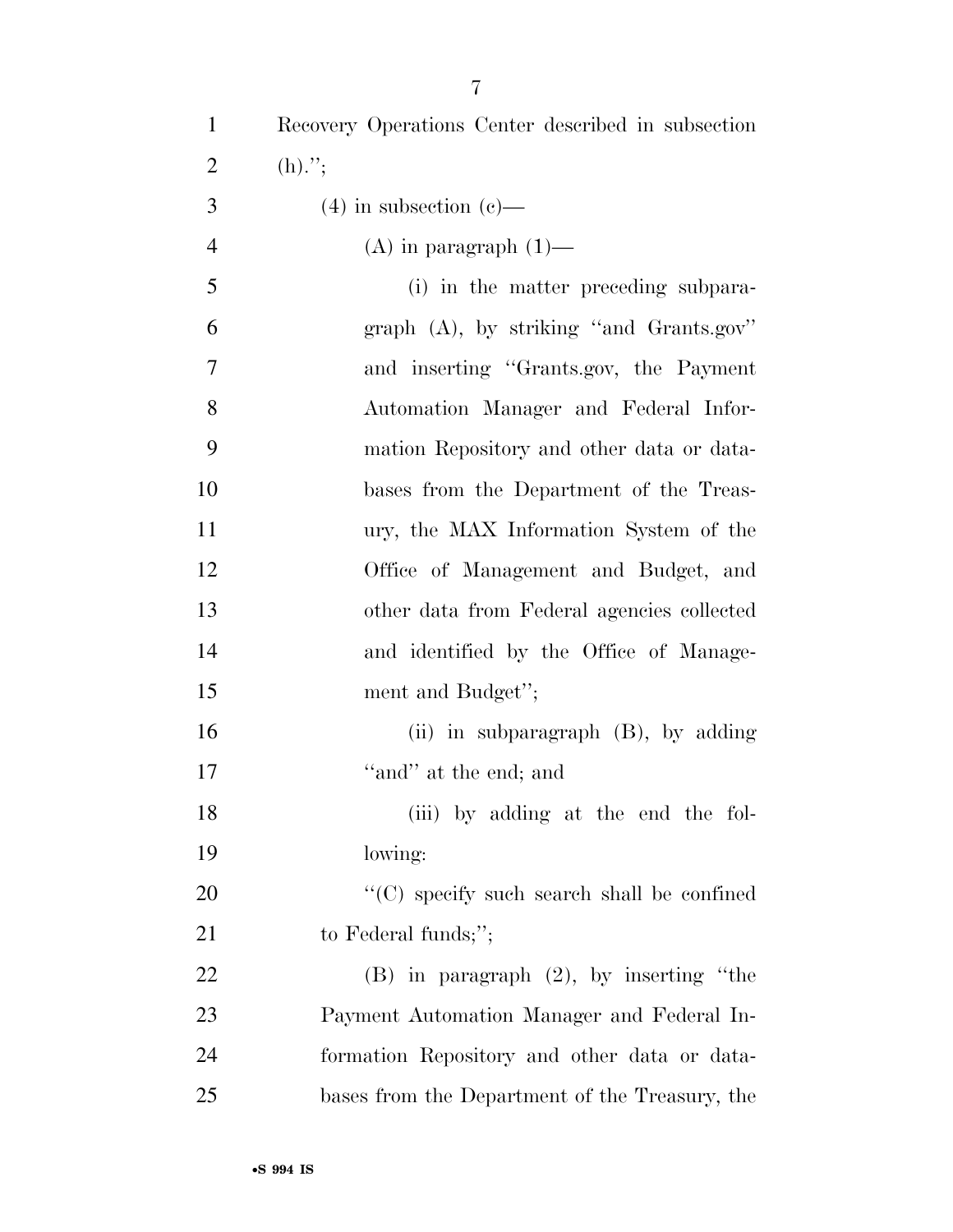Recovery Operations Center described in subsection (h).'';

(4) in subsection (c)—

(A) in paragraph (1)—

(i) in the matter preceding subparagraph (A), by striking ''and Grants.gov'' and inserting ''Grants.gov, the Payment Automation Manager and Federal Information Repository and other data or databases from the Department of the Treasury, the MAX Information System of the Office of Management and Budget, and other data from Federal agencies collected and identified by the Office of Management and Budget'';

(ii) in subparagraph (B), by adding ''and'' at the end; and

(iii) by adding at the end the following:

''(C) specify such search shall be confined to Federal funds;'';

(B) in paragraph (2), by inserting ''the Payment Automation Manager and Federal Information Repository and other data or databases from the Department of the Treasury, the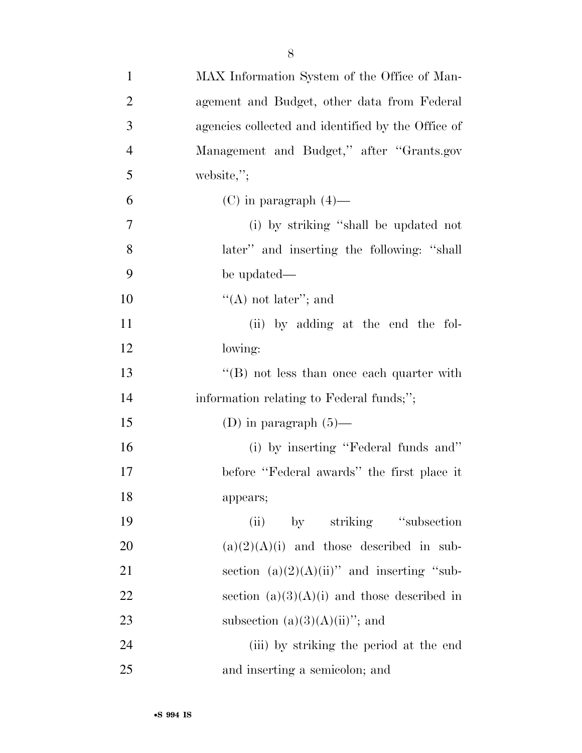MAX Information System of the Office of Management and Budget, other data from Federal agencies collected and identified by the Office of Management and Budget,'' after ''Grants.gov website,'';

(C) in paragraph (4)—

(i) by striking ''shall be updated not later'' and inserting the following: ''shall be updated—

''(A) not later''; and

(ii) by adding at the end the following:

''(B) not less than once each quarter with information relating to Federal funds;'';

(D) in paragraph (5)—

(i) by inserting ''Federal funds and'' before ''Federal awards'' the first place it appears;

(ii) by striking ''subsection (a)(2)(A)(i) and those described in subsection (a)(2)(A)(ii)'' and inserting ''subsection (a)(3)(A)(i) and those described in subsection (a)(3)(A)(ii)''; and

(iii) by striking the period at the end and inserting a semicolon; and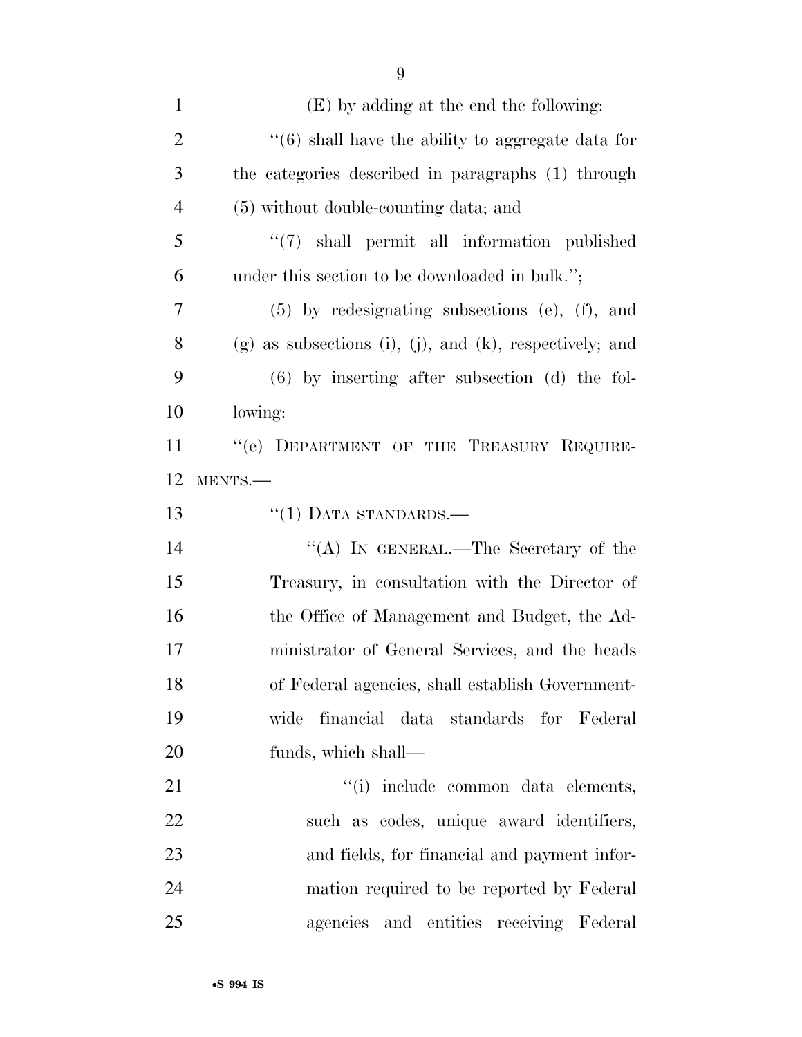(E) by adding at the end the following:

''(6) shall have the ability to aggregate data for the categories described in paragraphs (1) through (5) without double-counting data; and

''(7) shall permit all information published under this section to be downloaded in bulk.'';

(5) by redesignating subsections (e), (f), and (g) as subsections (i), (j), and (k), respectively; and

(6) by inserting after subsection (d) the following:

''(e) DEPARTMENT OF THE TREASURY REQUIREMENTS.—

''(1) DATA STANDARDS.—

''(A) IN GENERAL.—The Secretary of the Treasury, in consultation with the Director of the Office of Management and Budget, the Administrator of General Services, and the heads of Federal agencies, shall establish Government-wide financial data standards for Federal funds, which shall—

''(i) include common data elements, such as codes, unique award identifiers, and fields, for financial and payment information required to be reported by Federal agencies and entities receiving Federal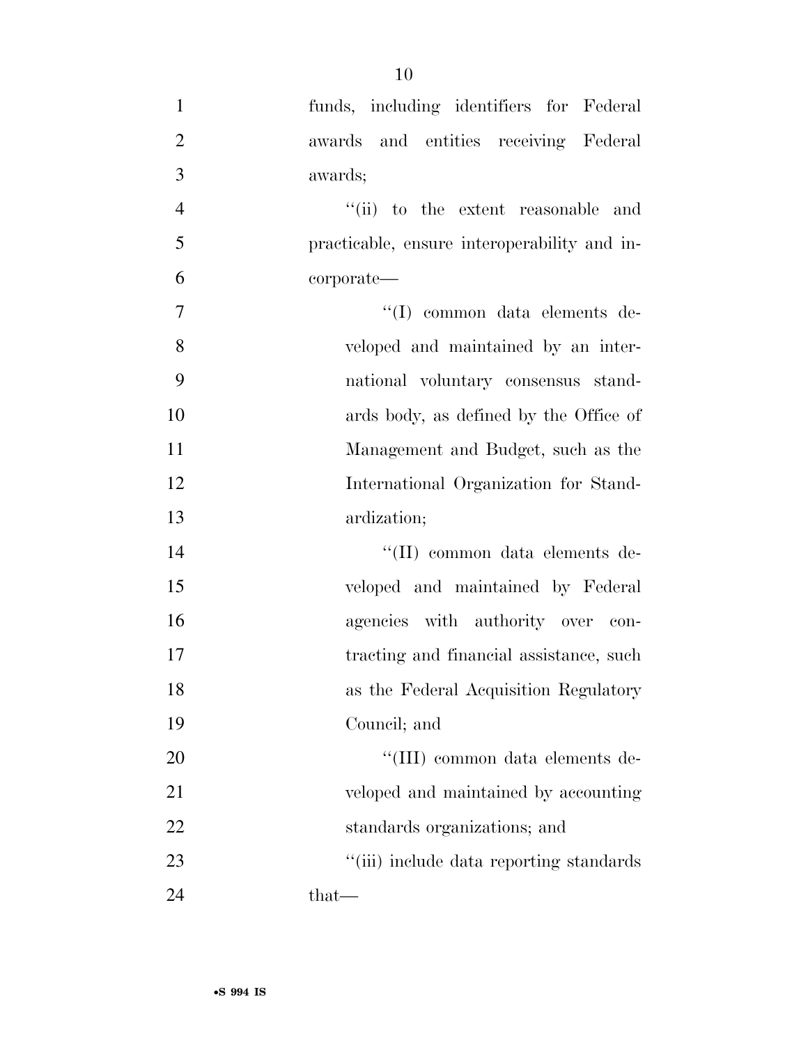funds, including identifiers for Federal awards and entities receiving Federal awards;

''(ii) to the extent reasonable and practicable, ensure interoperability and incorporate—

''(I) common data elements developed and maintained by an international voluntary consensus standards body, as defined by the Office of Management and Budget, such as the International Organization for Standardization;

''(II) common data elements developed and maintained by Federal agencies with authority over contracting and financial assistance, such as the Federal Acquisition Regulatory Council; and

''(III) common data elements developed and maintained by accounting standards organizations; and

''(iii) include data reporting standards that—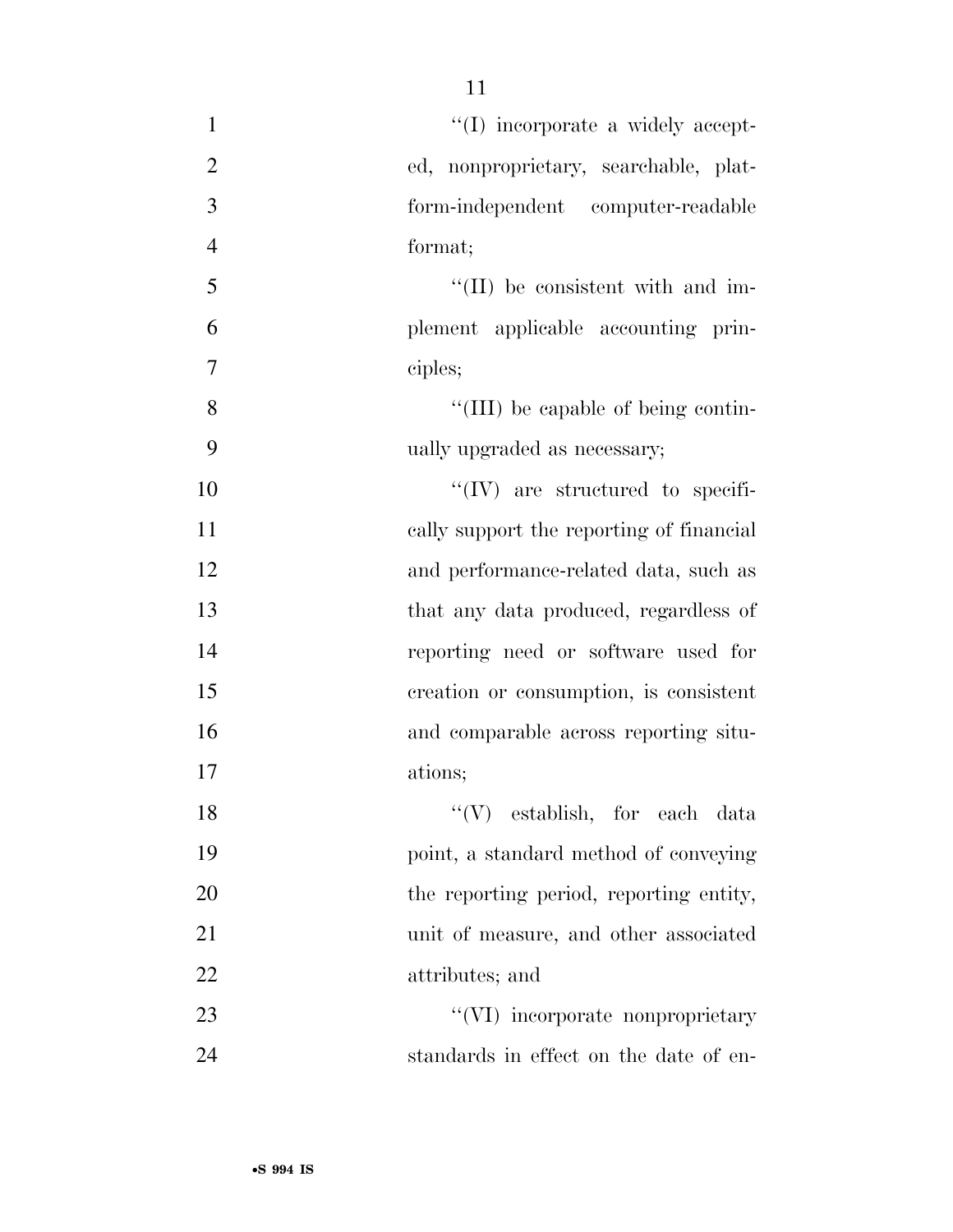''(I) incorporate a widely accepted, nonproprietary, searchable, platform-independent computer-readable format;

''(II) be consistent with and implement applicable accounting principles;

''(III) be capable of being continually upgraded as necessary;

''(IV) are structured to specifically support the reporting of financial and performance-related data, such as that any data produced, regardless of reporting need or software used for creation or consumption, is consistent and comparable across reporting situations;

''(V) establish, for each data point, a standard method of conveying the reporting period, reporting entity, unit of measure, and other associated attributes; and

''(VI) incorporate nonproprietary standards in effect on the date of en-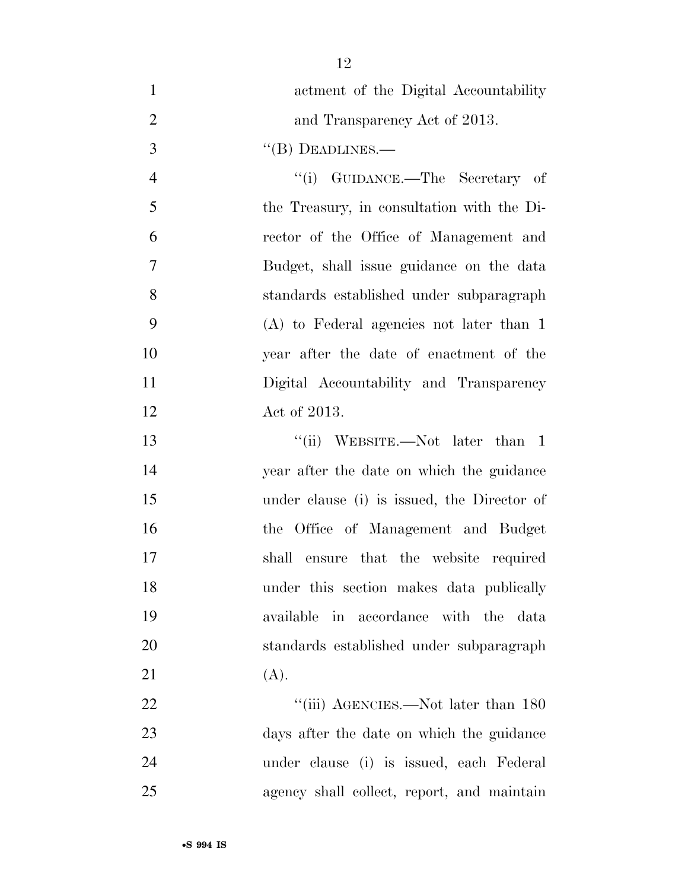actment of the Digital Accountability and Transparency Act of 2013.

"(B) DEADLINES.—

"(i) GUIDANCE.—The Secretary of the Treasury, in consultation with the Director of the Office of Management and Budget, shall issue guidance on the data standards established under subparagraph (A) to Federal agencies not later than 1 year after the date of enactment of the Digital Accountability and Transparency Act of 2013.

"(ii) WEBSITE.—Not later than 1 year after the date on which the guidance under clause (i) is issued, the Director of the Office of Management and Budget shall ensure that the website required under this section makes data publically available in accordance with the data standards established under subparagraph (A).

"(iii) AGENCIES.—Not later than 180 days after the date on which the guidance under clause (i) is issued, each Federal agency shall collect, report, and maintain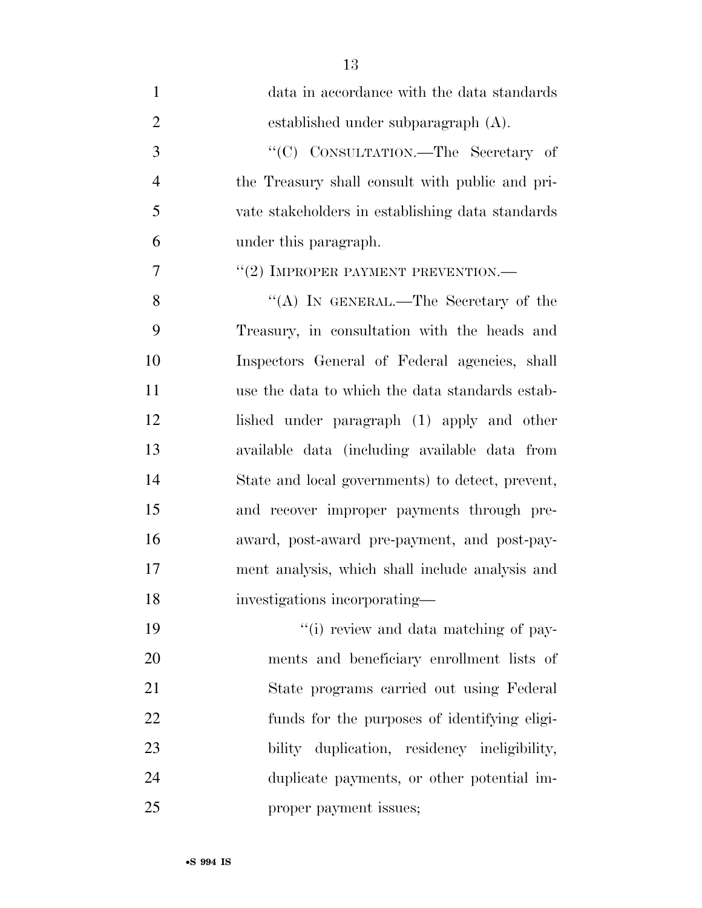data in accordance with the data standards established under subparagraph (A).

"(C) CONSULTATION.—The Secretary of the Treasury shall consult with public and private stakeholders in establishing data standards under this paragraph.

"(2) IMPROPER PAYMENT PREVENTION.—

"(A) IN GENERAL.—The Secretary of the Treasury, in consultation with the heads and Inspectors General of Federal agencies, shall use the data to which the data standards established under paragraph (1) apply and other available data (including available data from State and local governments) to detect, prevent, and recover improper payments through pre-award, post-award pre-payment, and post-payment analysis, which shall include analysis and investigations incorporating—

"(i) review and data matching of payments and beneficiary enrollment lists of State programs carried out using Federal funds for the purposes of identifying eligibility duplication, residency ineligibility, duplicate payments, or other potential improper payment issues;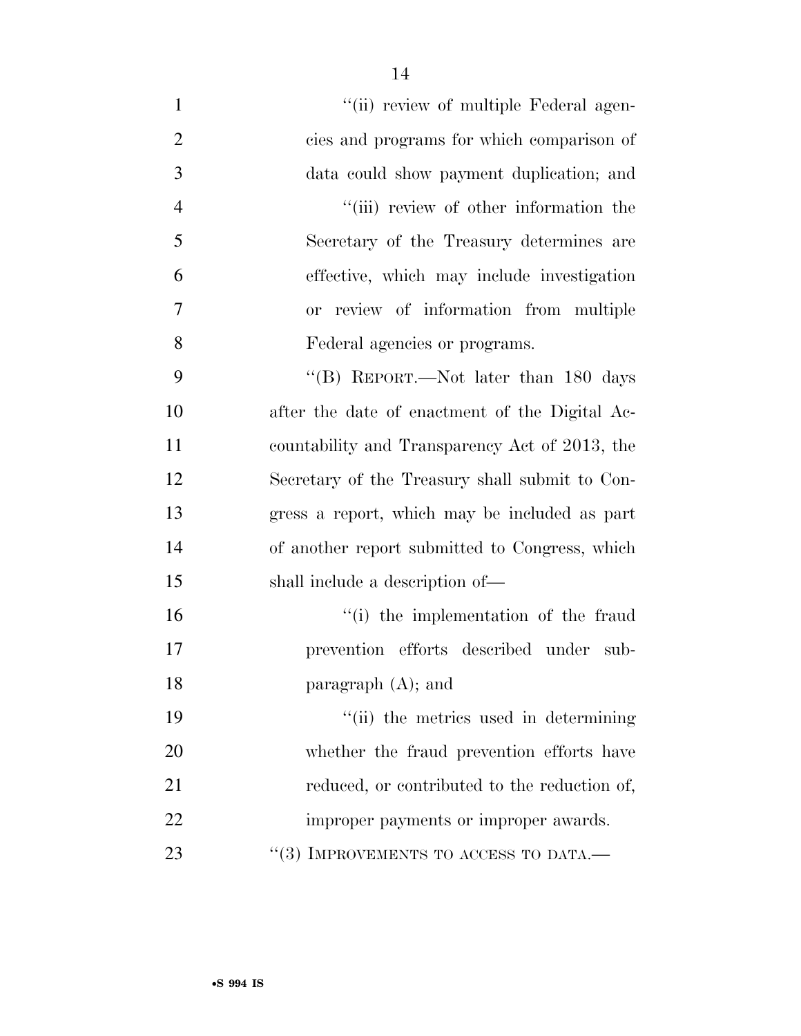''(ii) review of multiple Federal agencies and programs for which comparison of data could show payment duplication; and

''(iii) review of other information the Secretary of the Treasury determines are effective, which may include investigation or review of information from multiple Federal agencies or programs.

''(B) REPORT.—Not later than 180 days after the date of enactment of the Digital Accountability and Transparency Act of 2013, the Secretary of the Treasury shall submit to Congress a report, which may be included as part of another report submitted to Congress, which shall include a description of—

''(i) the implementation of the fraud prevention efforts described under subparagraph (A); and

''(ii) the metrics used in determining whether the fraud prevention efforts have reduced, or contributed to the reduction of, improper payments or improper awards.

''(3) IMPROVEMENTS TO ACCESS TO DATA.—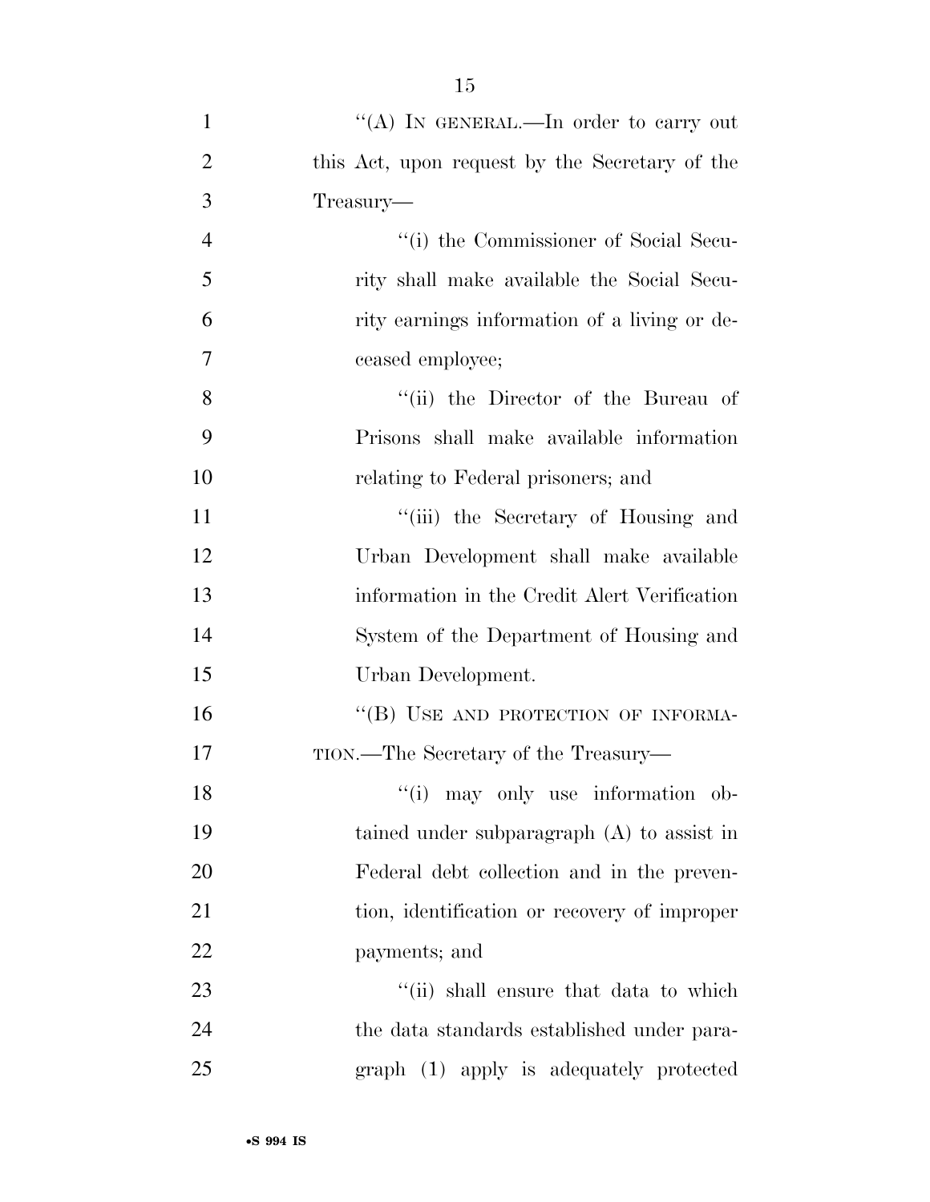"(A) IN GENERAL.—In order to carry out this Act, upon request by the Secretary of the Treasury—

"(i) the Commissioner of Social Security shall make available the Social Security earnings information of a living or deceased employee;

"(ii) the Director of the Bureau of Prisons shall make available information relating to Federal prisoners; and

"(iii) the Secretary of Housing and Urban Development shall make available information in the Credit Alert Verification System of the Department of Housing and Urban Development.

"(B) USE AND PROTECTION OF INFORMATION.—The Secretary of the Treasury—

"(i) may only use information obtained under subparagraph (A) to assist in Federal debt collection and in the prevention, identification or recovery of improper payments; and

"(ii) shall ensure that data to which the data standards established under paragraph (1) apply is adequately protected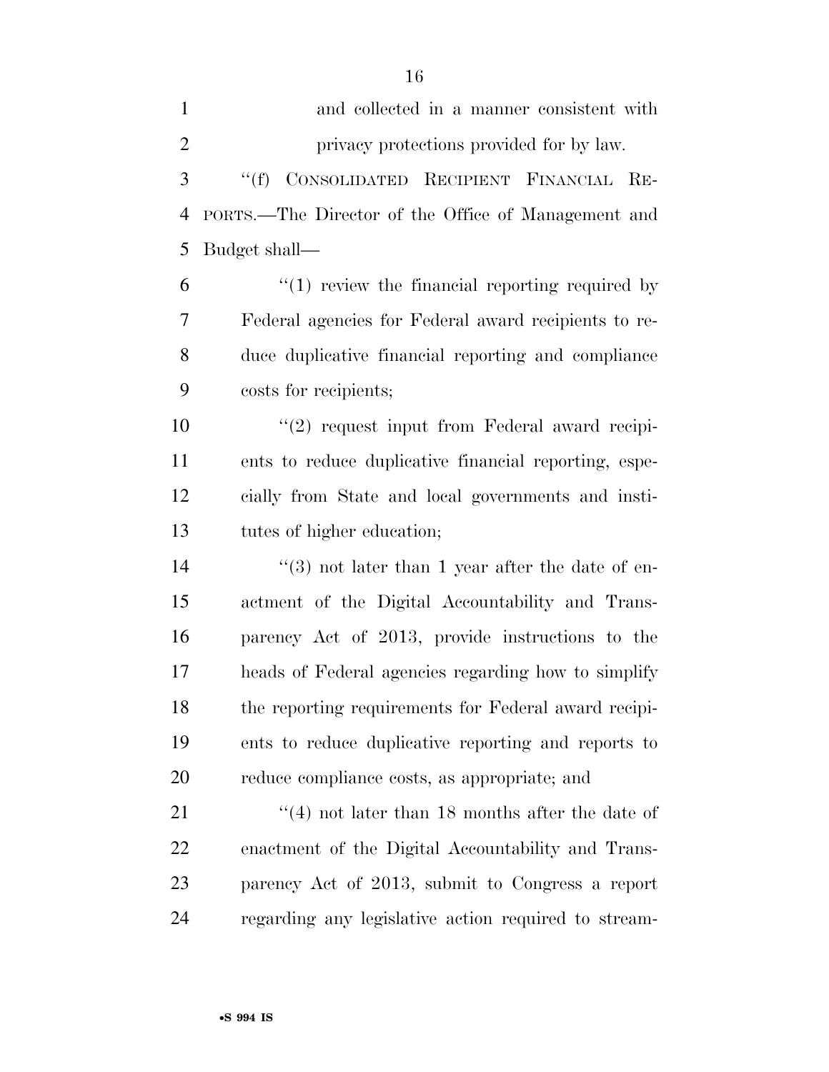and collected in a manner consistent with privacy protections provided for by law.

"(f) CONSOLIDATED RECIPIENT FINANCIAL REPORTS.—The Director of the Office of Management and Budget shall—

"(1) review the financial reporting required by Federal agencies for Federal award recipients to reduce duplicative financial reporting and compliance costs for recipients;

"(2) request input from Federal award recipients to reduce duplicative financial reporting, especially from State and local governments and institutes of higher education;

"(3) not later than 1 year after the date of enactment of the Digital Accountability and Transparency Act of 2013, provide instructions to the heads of Federal agencies regarding how to simplify the reporting requirements for Federal award recipients to reduce duplicative reporting and reports to reduce compliance costs, as appropriate; and

"(4) not later than 18 months after the date of enactment of the Digital Accountability and Transparency Act of 2013, submit to Congress a report regarding any legislative action required to stream-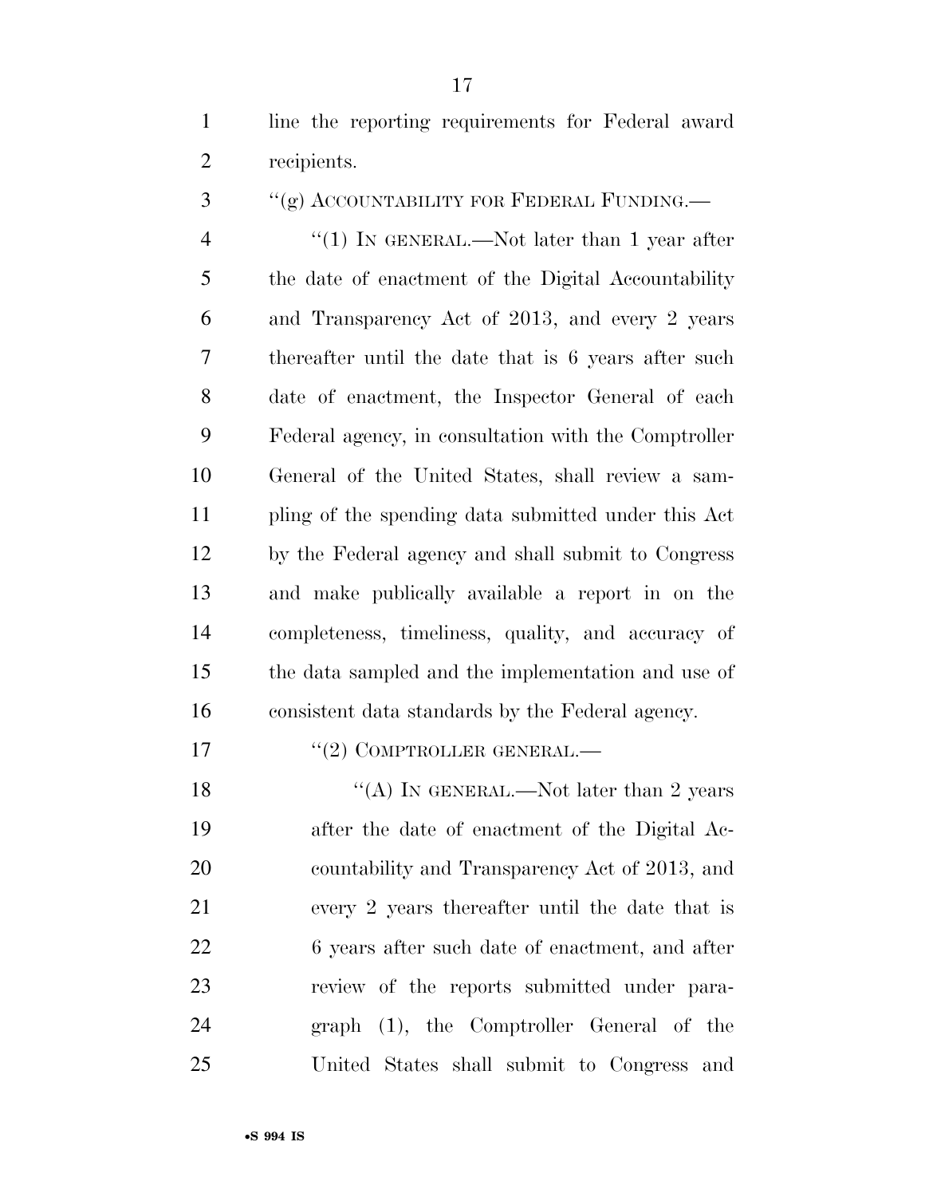line the reporting requirements for Federal award recipients.

"(g) ACCOUNTABILITY FOR FEDERAL FUNDING.—

"(1) IN GENERAL.—Not later than 1 year after the date of enactment of the Digital Accountability and Transparency Act of 2013, and every 2 years thereafter until the date that is 6 years after such date of enactment, the Inspector General of each Federal agency, in consultation with the Comptroller General of the United States, shall review a sampling of the spending data submitted under this Act by the Federal agency and shall submit to Congress and make publically available a report in on the completeness, timeliness, quality, and accuracy of the data sampled and the implementation and use of consistent data standards by the Federal agency.

"(2) COMPTROLLER GENERAL.—

"(A) IN GENERAL.—Not later than 2 years after the date of enactment of the Digital Accountability and Transparency Act of 2013, and every 2 years thereafter until the date that is 6 years after such date of enactment, and after review of the reports submitted under paragraph (1), the Comptroller General of the United States shall submit to Congress and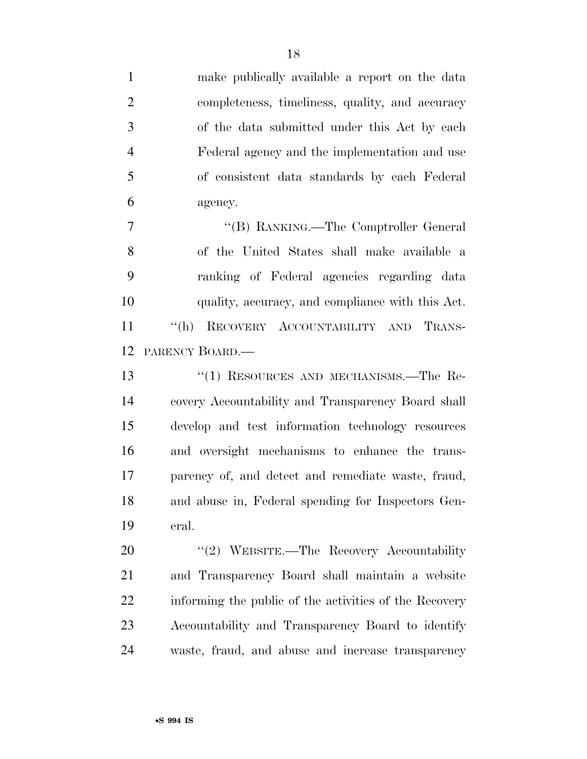make publically available a report on the data completeness, timeliness, quality, and accuracy of the data submitted under this Act by each Federal agency and the implementation and use of consistent data standards by each Federal agency.

"(B) RANKING.—The Comptroller General of the United States shall make available a ranking of Federal agencies regarding data quality, accuracy, and compliance with this Act.

"(h) RECOVERY ACCOUNTABILITY AND TRANSPARENCY BOARD.—

"(1) RESOURCES AND MECHANISMS.—The Recovery Accountability and Transparency Board shall develop and test information technology resources and oversight mechanisms to enhance the transparency of, and detect and remediate waste, fraud, and abuse in, Federal spending for Inspectors General.

"(2) WEBSITE.—The Recovery Accountability and Transparency Board shall maintain a website informing the public of the activities of the Recovery Accountability and Transparency Board to identify waste, fraud, and abuse and increase transparency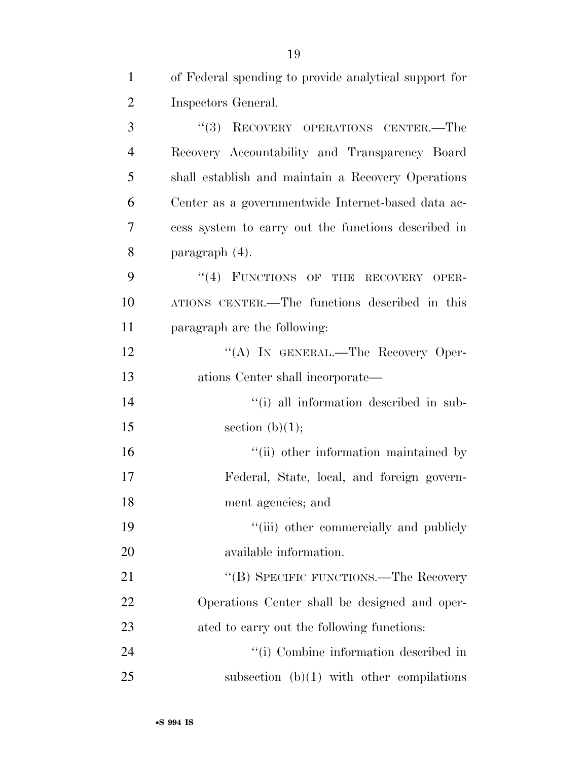of Federal spending to provide analytical support for Inspectors General.

"(3) RECOVERY OPERATIONS CENTER.—The Recovery Accountability and Transparency Board shall establish and maintain a Recovery Operations Center as a governmentwide Internet-based data access system to carry out the functions described in paragraph (4).

"(4) FUNCTIONS OF THE RECOVERY OPERATIONS CENTER.—The functions described in this paragraph are the following:

"(A) IN GENERAL.—The Recovery Operations Center shall incorporate—

"(i) all information described in subsection (b)(1);

"(ii) other information maintained by Federal, State, local, and foreign government agencies; and

"(iii) other commercially and publicly available information.

"(B) SPECIFIC FUNCTIONS.—The Recovery Operations Center shall be designed and operated to carry out the following functions:

"(i) Combine information described in subsection (b)(1) with other compilations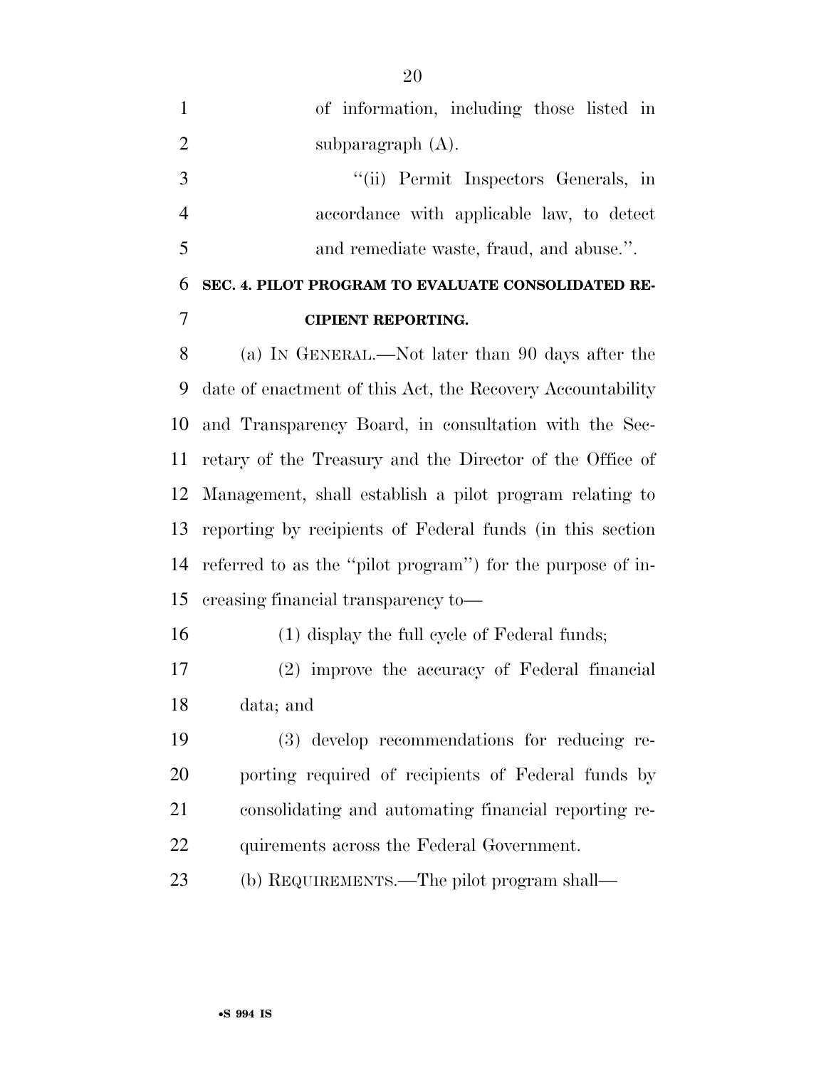of information, including those listed in subparagraph (A).

"(ii) Permit Inspectors Generals, in accordance with applicable law, to detect and remediate waste, fraud, and abuse.".

**SEC. 4. PILOT PROGRAM TO EVALUATE CONSOLIDATED RECIPIENT REPORTING.**

(a) IN GENERAL.—Not later than 90 days after the date of enactment of this Act, the Recovery Accountability and Transparency Board, in consultation with the Secretary of the Treasury and the Director of the Office of Management, shall establish a pilot program relating to reporting by recipients of Federal funds (in this section referred to as the "pilot program") for the purpose of increasing financial transparency to—

(1) display the full cycle of Federal funds;

(2) improve the accuracy of Federal financial data; and

(3) develop recommendations for reducing reporting required of recipients of Federal funds by consolidating and automating financial reporting requirements across the Federal Government.

(b) REQUIREMENTS.—The pilot program shall—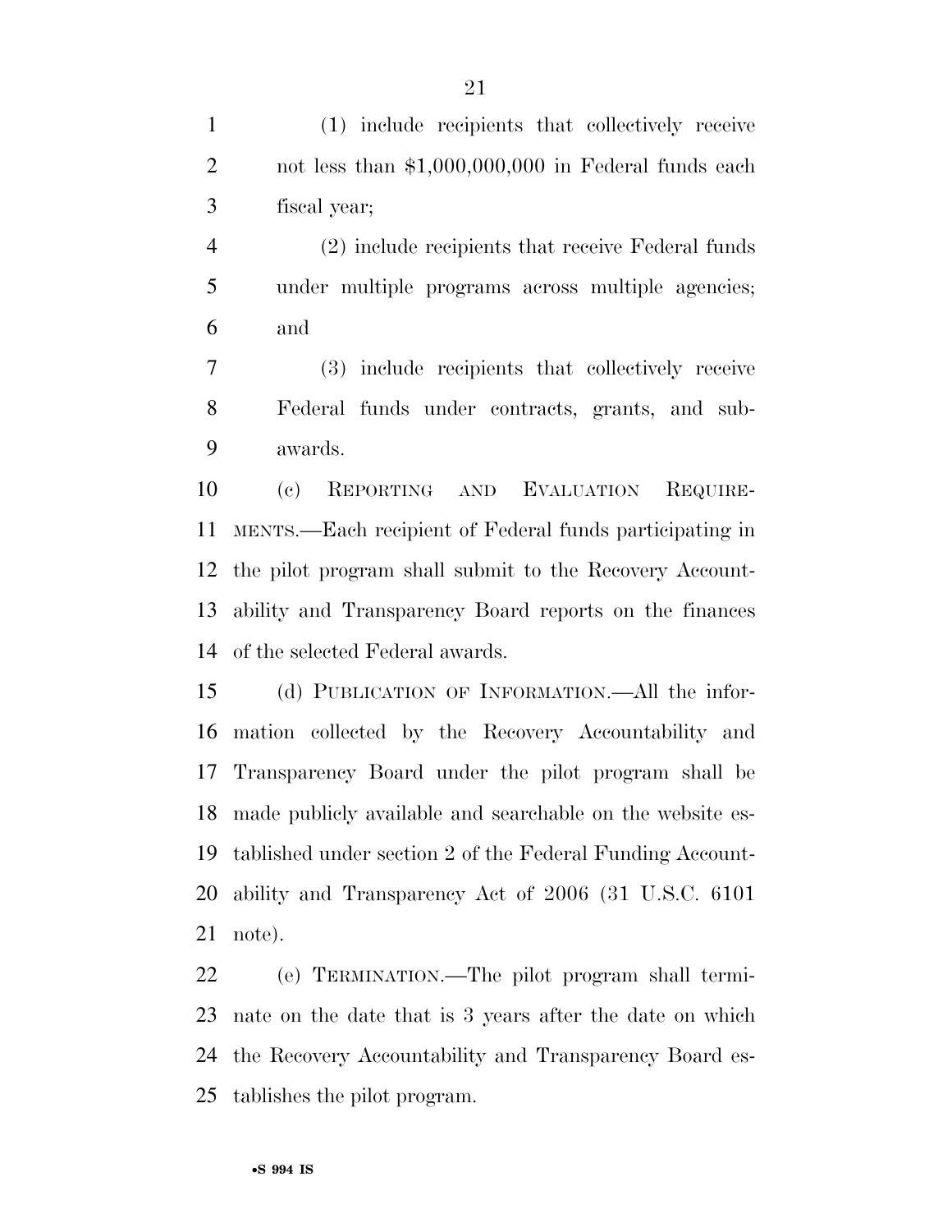(1) include recipients that collectively receive not less than $1,000,000,000 in Federal funds each fiscal year;

(2) include recipients that receive Federal funds under multiple programs across multiple agencies; and

(3) include recipients that collectively receive Federal funds under contracts, grants, and subawards.

(c) REPORTING AND EVALUATION REQUIREMENTS.—Each recipient of Federal funds participating in the pilot program shall submit to the Recovery Accountability and Transparency Board reports on the finances of the selected Federal awards.

(d) PUBLICATION OF INFORMATION.—All the information collected by the Recovery Accountability and Transparency Board under the pilot program shall be made publicly available and searchable on the website established under section 2 of the Federal Funding Accountability and Transparency Act of 2006 (31 U.S.C. 6101 note).

(e) TERMINATION.—The pilot program shall terminate on the date that is 3 years after the date on which the Recovery Accountability and Transparency Board establishes the pilot program.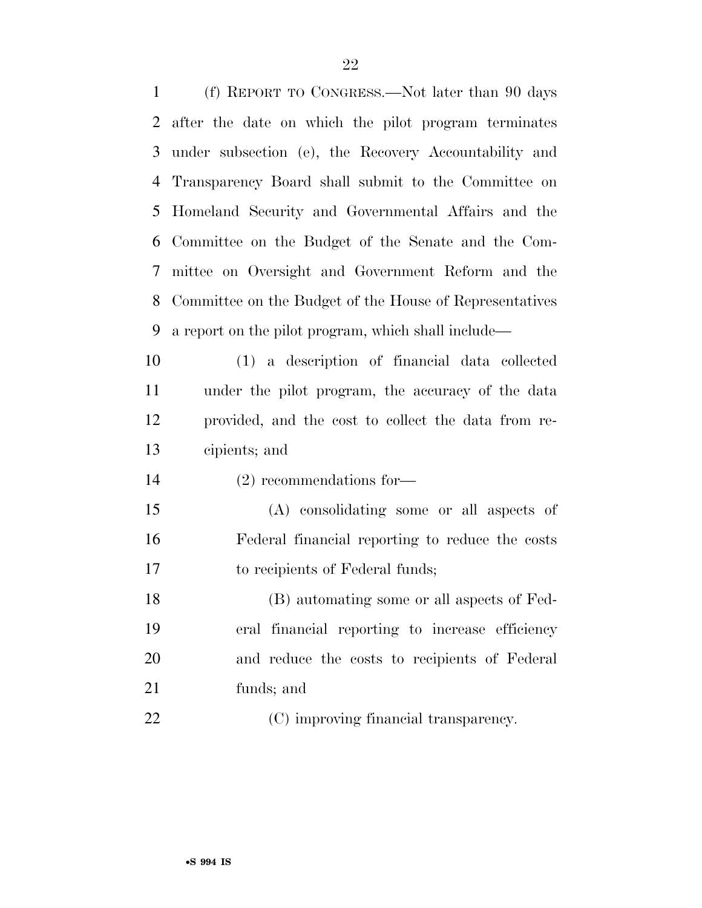(f) REPORT TO CONGRESS.—Not later than 90 days after the date on which the pilot program terminates under subsection (e), the Recovery Accountability and Transparency Board shall submit to the Committee on Homeland Security and Governmental Affairs and the Committee on the Budget of the Senate and the Committee on Oversight and Government Reform and the Committee on the Budget of the House of Representatives a report on the pilot program, which shall include—

(1) a description of financial data collected under the pilot program, the accuracy of the data provided, and the cost to collect the data from recipients; and

(2) recommendations for—

(A) consolidating some or all aspects of Federal financial reporting to reduce the costs to recipients of Federal funds;

(B) automating some or all aspects of Federal financial reporting to increase efficiency and reduce the costs to recipients of Federal funds; and

(C) improving financial transparency.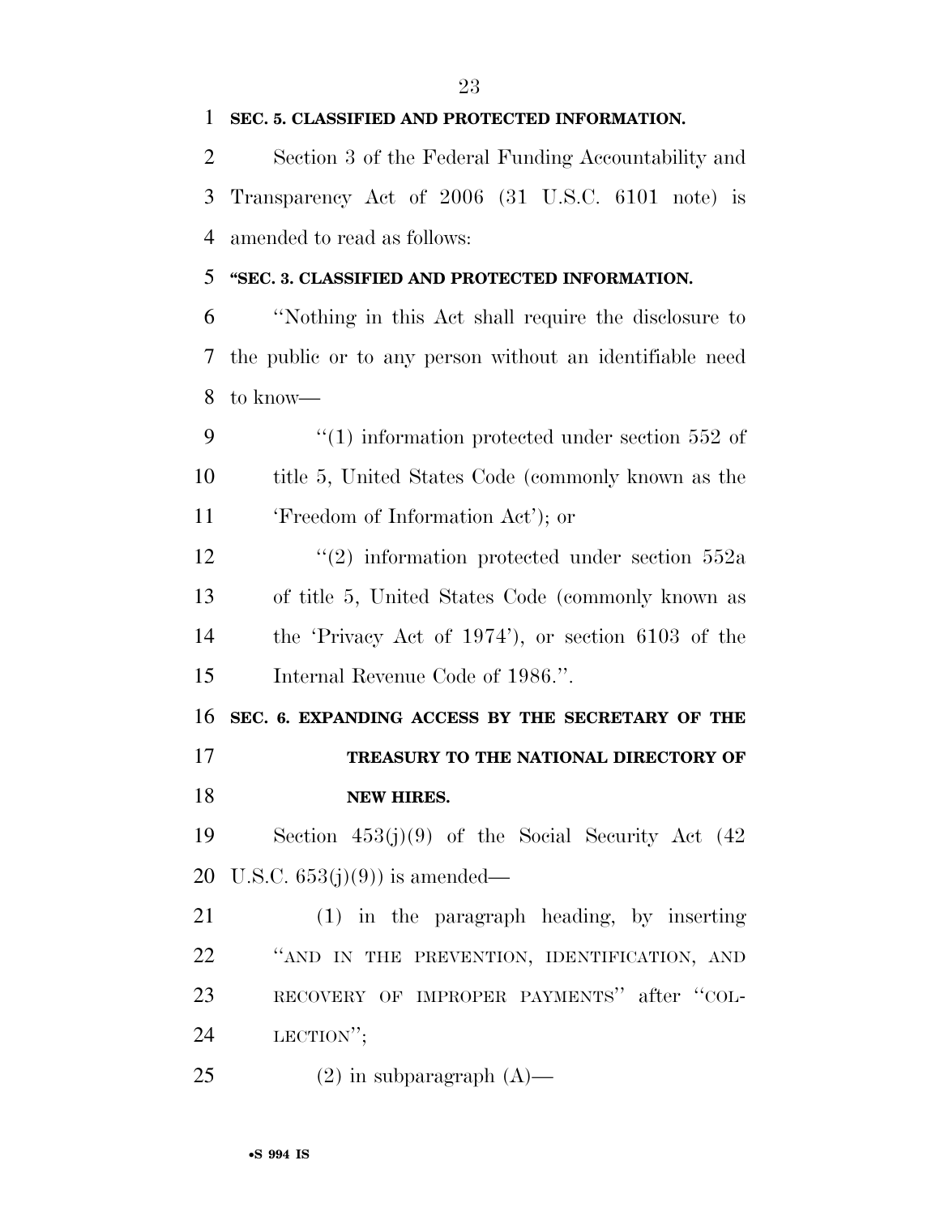**SEC. 5. CLASSIFIED AND PROTECTED INFORMATION.**

Section 3 of the Federal Funding Accountability and Transparency Act of 2006 (31 U.S.C. 6101 note) is amended to read as follows:

**''SEC. 3. CLASSIFIED AND PROTECTED INFORMATION.**

''Nothing in this Act shall require the disclosure to the public or to any person without an identifiable need to know—

''(1) information protected under section 552 of title 5, United States Code (commonly known as the 'Freedom of Information Act'); or

''(2) information protected under section 552a of title 5, United States Code (commonly known as the 'Privacy Act of 1974'), or section 6103 of the Internal Revenue Code of 1986.''.

**SEC. 6. EXPANDING ACCESS BY THE SECRETARY OF THE TREASURY TO THE NATIONAL DIRECTORY OF NEW HIRES.**

Section 453(j)(9) of the Social Security Act (42 U.S.C. 653(j)(9)) is amended—

(1) in the paragraph heading, by inserting ''AND IN THE PREVENTION, IDENTIFICATION, AND RECOVERY OF IMPROPER PAYMENTS'' after ''COLLECTION'';

(2) in subparagraph (A)—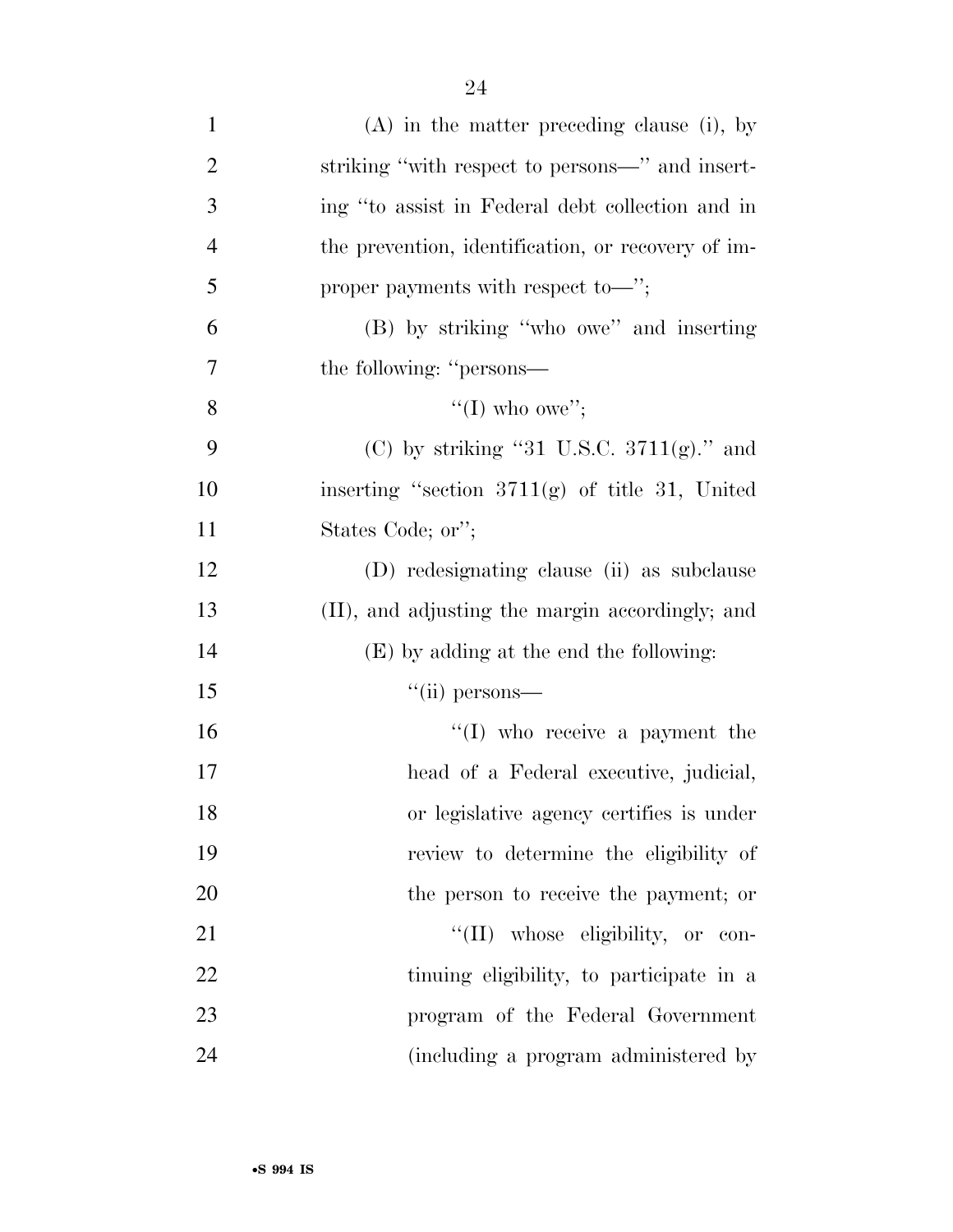(A) in the matter preceding clause (i), by striking "with respect to persons—" and inserting "to assist in Federal debt collection and in the prevention, identification, or recovery of improper payments with respect to—";

(B) by striking "who owe" and inserting the following: "persons—

"(I) who owe";

(C) by striking "31 U.S.C. 3711(g)." and inserting "section 3711(g) of title 31, United States Code; or";

(D) redesignating clause (ii) as subclause (II), and adjusting the margin accordingly; and

(E) by adding at the end the following:

"(ii) persons—

"(I) who receive a payment the head of a Federal executive, judicial, or legislative agency certifies is under review to determine the eligibility of the person to receive the payment; or

"(II) whose eligibility, or continuing eligibility, to participate in a program of the Federal Government (including a program administered by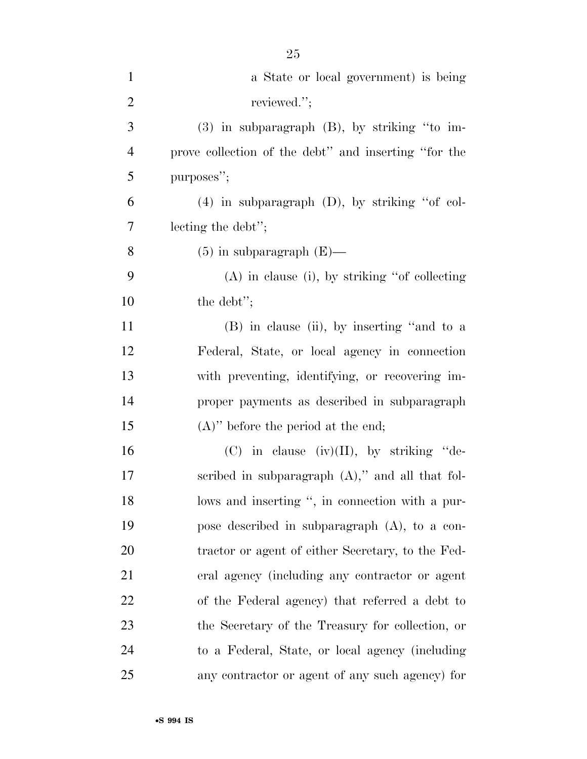a State or local government) is being reviewed.'';

(3) in subparagraph (B), by striking ''to improve collection of the debt'' and inserting ''for the purposes'';

(4) in subparagraph (D), by striking ''of collecting the debt'';

(5) in subparagraph (E)—

(A) in clause (i), by striking ''of collecting the debt'';

(B) in clause (ii), by inserting ''and to a Federal, State, or local agency in connection with preventing, identifying, or recovering improper payments as described in subparagraph (A)'' before the period at the end;

(C) in clause (iv)(II), by striking ''described in subparagraph (A),'' and all that follows and inserting '', in connection with a purpose described in subparagraph (A), to a contractor or agent of either Secretary, to the Federal agency (including any contractor or agent of the Federal agency) that referred a debt to the Secretary of the Treasury for collection, or to a Federal, State, or local agency (including any contractor or agent of any such agency) for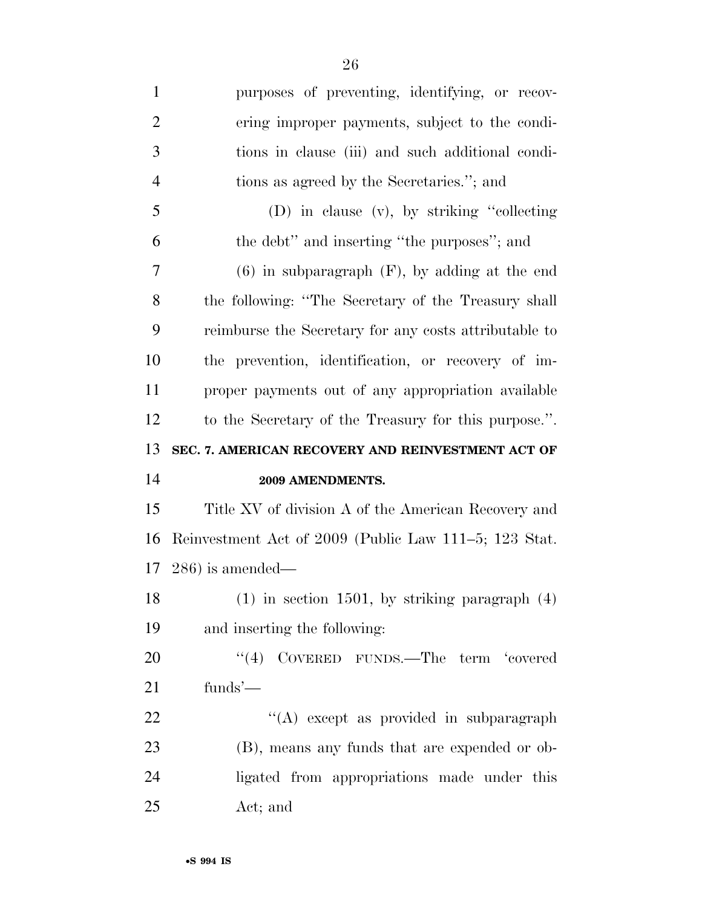purposes of preventing, identifying, or recovering improper payments, subject to the conditions in clause (iii) and such additional conditions as agreed by the Secretaries.''; and

(D) in clause (v), by striking ''collecting the debt'' and inserting ''the purposes''; and

(6) in subparagraph (F), by adding at the end the following: ''The Secretary of the Treasury shall reimburse the Secretary for any costs attributable to the prevention, identification, or recovery of improper payments out of any appropriation available to the Secretary of the Treasury for this purpose.''.

**SEC. 7. AMERICAN RECOVERY AND REINVESTMENT ACT OF 2009 AMENDMENTS.**

Title XV of division A of the American Recovery and Reinvestment Act of 2009 (Public Law 111–5; 123 Stat. 286) is amended—

(1) in section 1501, by striking paragraph (4) and inserting the following:

''(4) COVERED FUNDS.—The term 'covered funds'—

''(A) except as provided in subparagraph (B), means any funds that are expended or obligated from appropriations made under this Act; and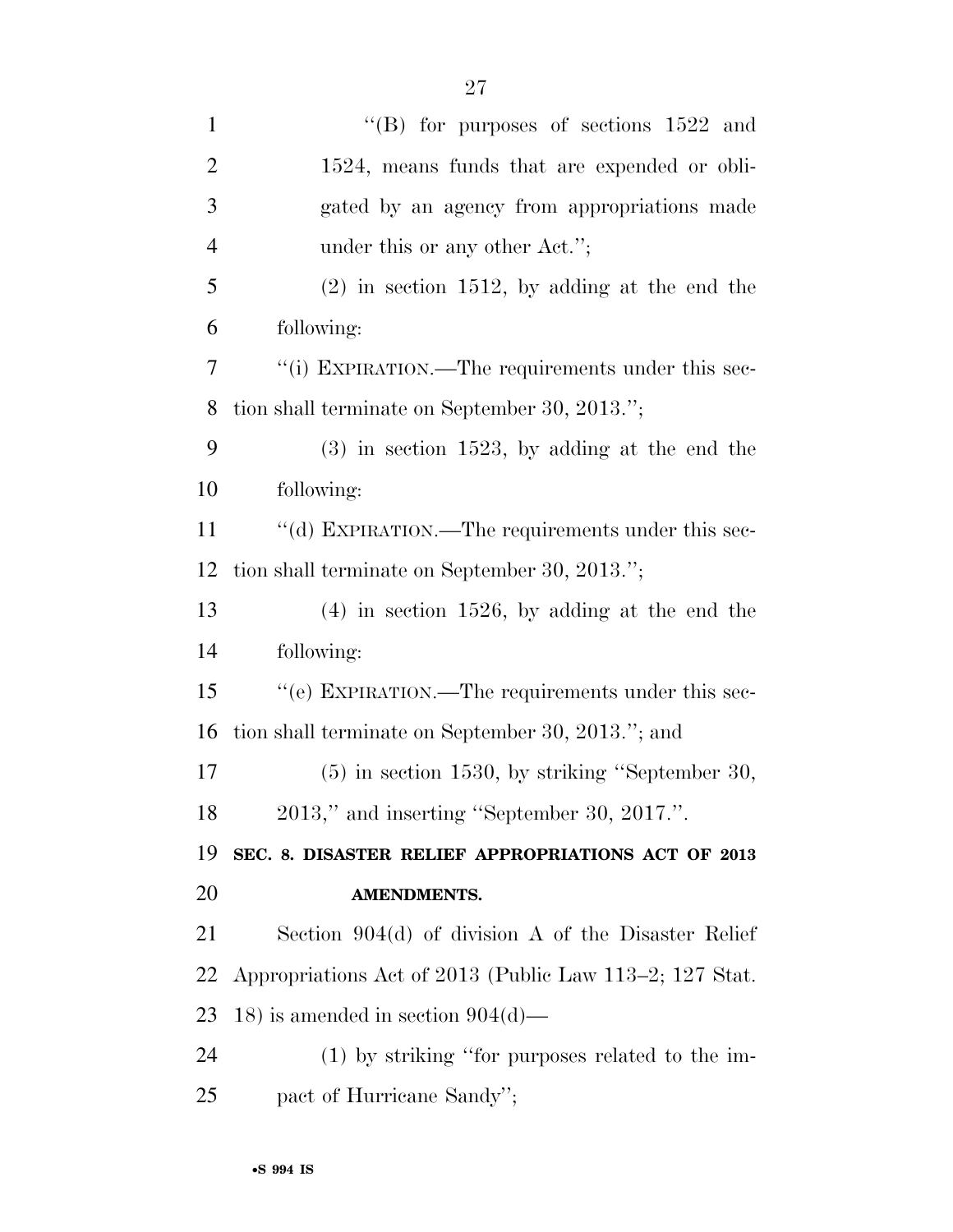"(B) for purposes of sections 1522 and 1524, means funds that are expended or obligated by an agency from appropriations made under this or any other Act.";

(2) in section 1512, by adding at the end the following:

"(i) EXPIRATION.—The requirements under this section shall terminate on September 30, 2013.";

(3) in section 1523, by adding at the end the following:

"(d) EXPIRATION.—The requirements under this section shall terminate on September 30, 2013.";

(4) in section 1526, by adding at the end the following:

"(e) EXPIRATION.—The requirements under this section shall terminate on September 30, 2013."; and

(5) in section 1530, by striking "September 30, 2013," and inserting "September 30, 2017.".

**SEC. 8. DISASTER RELIEF APPROPRIATIONS ACT OF 2013 AMENDMENTS.**

Section 904(d) of division A of the Disaster Relief Appropriations Act of 2013 (Public Law 113–2; 127 Stat. 18) is amended in section 904(d)—

(1) by striking "for purposes related to the impact of Hurricane Sandy";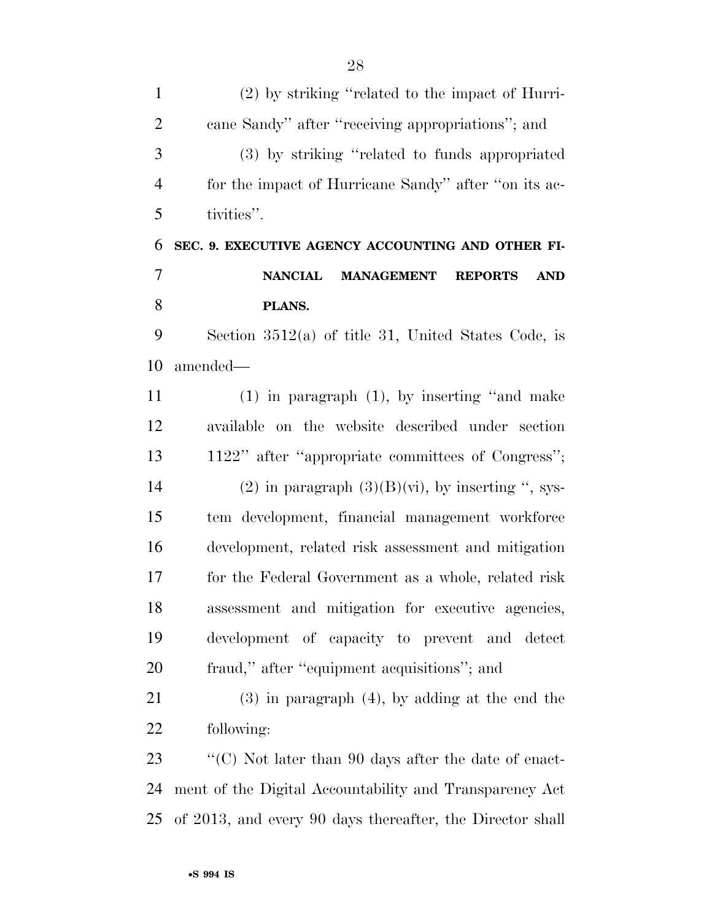(2) by striking "related to the impact of Hurricane Sandy" after "receiving appropriations"; and

(3) by striking "related to funds appropriated for the impact of Hurricane Sandy" after "on its activities".

**SEC. 9. EXECUTIVE AGENCY ACCOUNTING AND OTHER FINANCIAL MANAGEMENT REPORTS AND PLANS.**

Section 3512(a) of title 31, United States Code, is amended—

(1) in paragraph (1), by inserting "and make available on the website described under section 1122" after "appropriate committees of Congress";

(2) in paragraph (3)(B)(vi), by inserting ", system development, financial management workforce development, related risk assessment and mitigation for the Federal Government as a whole, related risk assessment and mitigation for executive agencies, development of capacity to prevent and detect fraud," after "equipment acquisitions"; and

(3) in paragraph (4), by adding at the end the following:

"(C) Not later than 90 days after the date of enactment of the Digital Accountability and Transparency Act of 2013, and every 90 days thereafter, the Director shall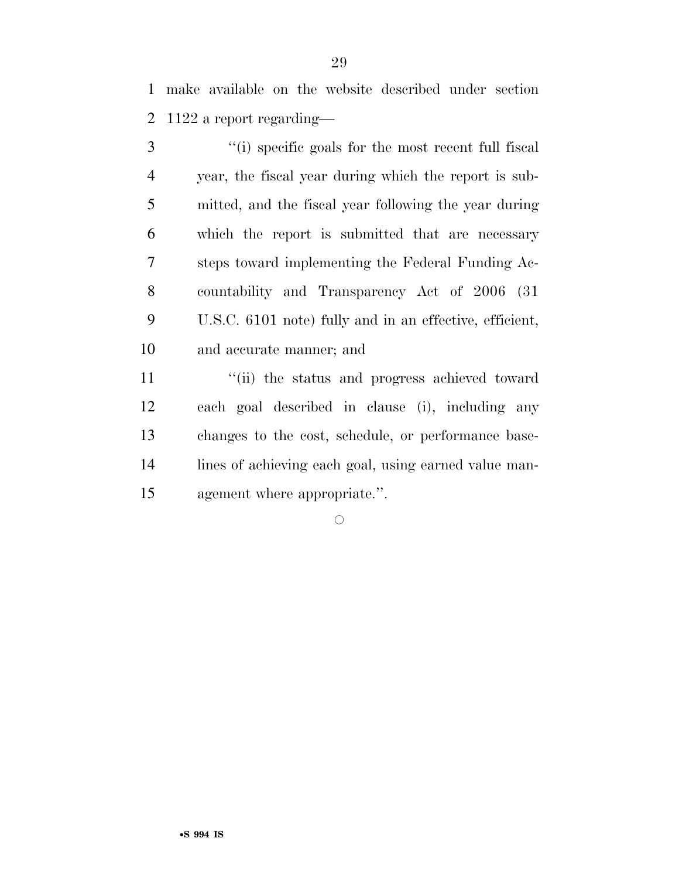make available on the website described under section 1122 a report regarding—

''(i) specific goals for the most recent full fiscal year, the fiscal year during which the report is submitted, and the fiscal year following the year during which the report is submitted that are necessary steps toward implementing the Federal Funding Accountability and Transparency Act of 2006 (31 U.S.C. 6101 note) fully and in an effective, efficient, and accurate manner; and

''(ii) the status and progress achieved toward each goal described in clause (i), including any changes to the cost, schedule, or performance baselines of achieving each goal, using earned value management where appropriate.''.

○